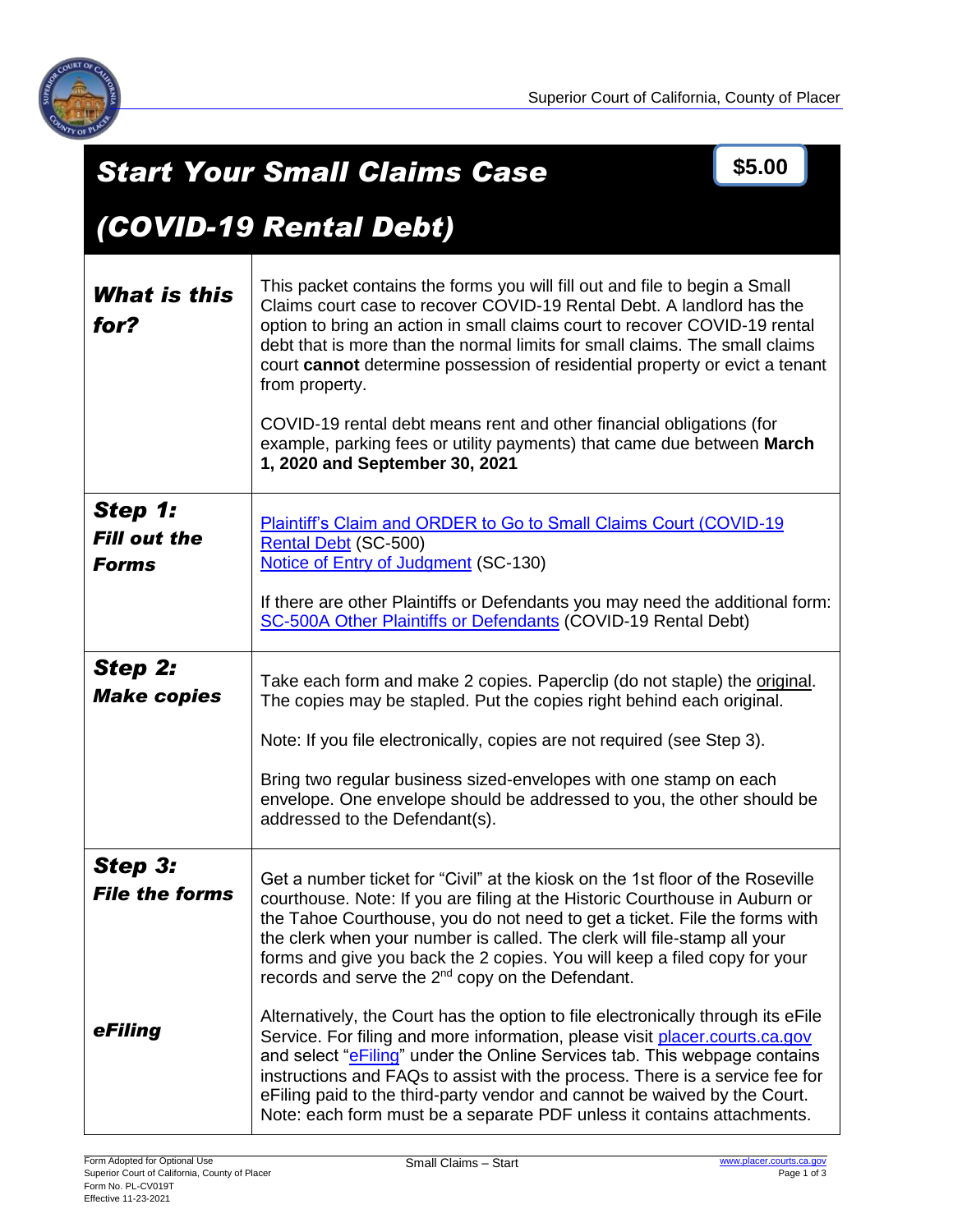# Start Your Small Claims Case (COVID-19 Rental Debt)

**$5.00**

| | |
|---|---|
| ***What is this for?*** | This packet contains the forms you will fill out and file to begin a Small Claims court case to recover COVID-19 Rental Debt. A landlord has the option to bring an action in small claims court to recover COVID-19 rental debt that is more than the normal limits for small claims. The small claims court **cannot** determine possession of residential property or evict a tenant from property.<br><br>COVID-19 rental debt means rent and other financial obligations (for example, parking fees or utility payments) that came due between **March 1, 2020 and September 30, 2021** |
| ***Step 1: Fill out the Forms*** | Plaintiff's Claim and ORDER to Go to Small Claims Court (COVID-19 Rental Debt (SC-500)<br>Notice of Entry of Judgment (SC-130)<br><br>If there are other Plaintiffs or Defendants you may need the additional form: SC-500A Other Plaintiffs or Defendants (COVID-19 Rental Debt) |
| ***Step 2: Make copies*** | Take each form and make 2 copies. Paperclip (do not staple) the original. The copies may be stapled. Put the copies right behind each original.<br><br>Note: If you file electronically, copies are not required (see Step 3).<br><br>Bring two regular business sized-envelopes with one stamp on each envelope. One envelope should be addressed to you, the other should be addressed to the Defendant(s). |
| ***Step 3: File the forms*** | Get a number ticket for "Civil" at the kiosk on the 1st floor of the Roseville courthouse. Note: If you are filing at the Historic Courthouse in Auburn or the Tahoe Courthouse, you do not need to get a ticket. File the forms with the clerk when your number is called. The clerk will file-stamp all your forms and give you back the 2 copies. You will keep a filed copy for your records and serve the 2nd copy on the Defendant. |
| ***eFiling*** | Alternatively, the Court has the option to file electronically through its eFile Service. For filing and more information, please visit placer.courts.ca.gov and select "eFiling" under the Online Services tab. This webpage contains instructions and FAQs to assist with the process. There is a service fee for eFiling paid to the third-party vendor and cannot be waived by the Court. Note: each form must be a separate PDF unless it contains attachments. |

Form Adopted for Optional Use
Superior Court of California, County of Placer
Form No. PL-CV019T
Effective 11-23-2021

Small Claims – Start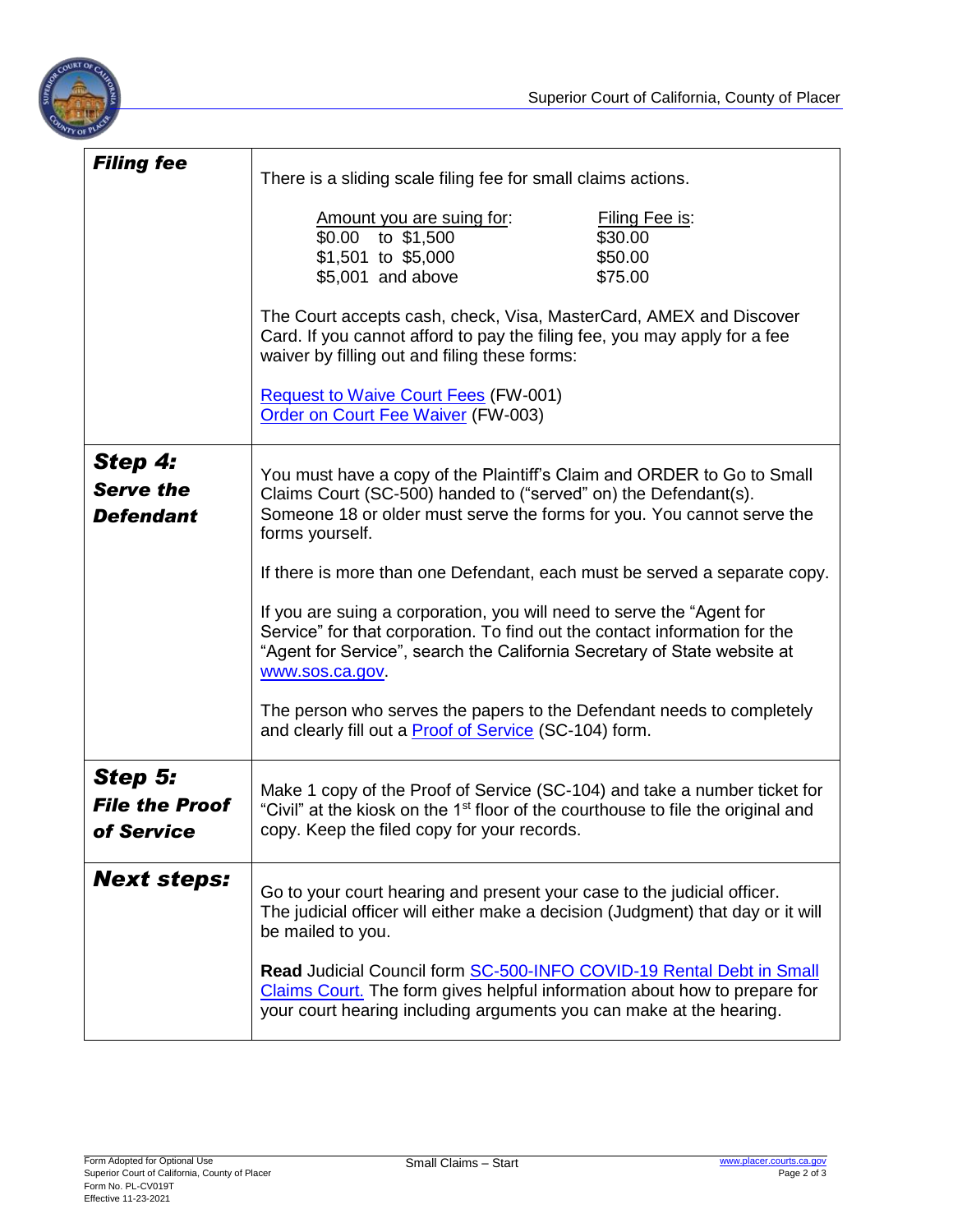| | |
|---|---|
| ***Filing fee*** | There is a sliding scale filing fee for small claims actions.<br><br>Amount you are suing for: — Filing Fee is:<br>\$0.00 to \$1,500 — \$30.00<br>\$1,501 to \$5,000 — \$50.00<br>\$5,001 and above — \$75.00<br><br>The Court accepts cash, check, Visa, MasterCard, AMEX and Discover Card. If you cannot afford to pay the filing fee, you may apply for a fee waiver by filling out and filing these forms:<br><br>Request to Waive Court Fees (FW-001)<br>Order on Court Fee Waiver (FW-003) |
| ***Step 4: Serve the Defendant*** | You must have a copy of the Plaintiff's Claim and ORDER to Go to Small Claims Court (SC-500) handed to ("served" on) the Defendant(s). Someone 18 or older must serve the forms for you. You cannot serve the forms yourself.<br><br>If there is more than one Defendant, each must be served a separate copy.<br><br>If you are suing a corporation, you will need to serve the "Agent for Service" for that corporation. To find out the contact information for the "Agent for Service", search the California Secretary of State website at www.sos.ca.gov.<br><br>The person who serves the papers to the Defendant needs to completely and clearly fill out a Proof of Service (SC-104) form. |
| ***Step 5: File the Proof of Service*** | Make 1 copy of the Proof of Service (SC-104) and take a number ticket for "Civil" at the kiosk on the 1st floor of the courthouse to file the original and copy. Keep the filed copy for your records. |
| ***Next steps:*** | Go to your court hearing and present your case to the judicial officer. The judicial officer will either make a decision (Judgment) that day or it will be mailed to you.<br><br>**Read** Judicial Council form SC-500-INFO COVID-19 Rental Debt in Small Claims Court. The form gives helpful information about how to prepare for your court hearing including arguments you can make at the hearing. |

Form Adopted for Optional Use
Superior Court of California, County of Placer
Form No. PL-CV019T
Effective 11-23-2021

Small Claims – Start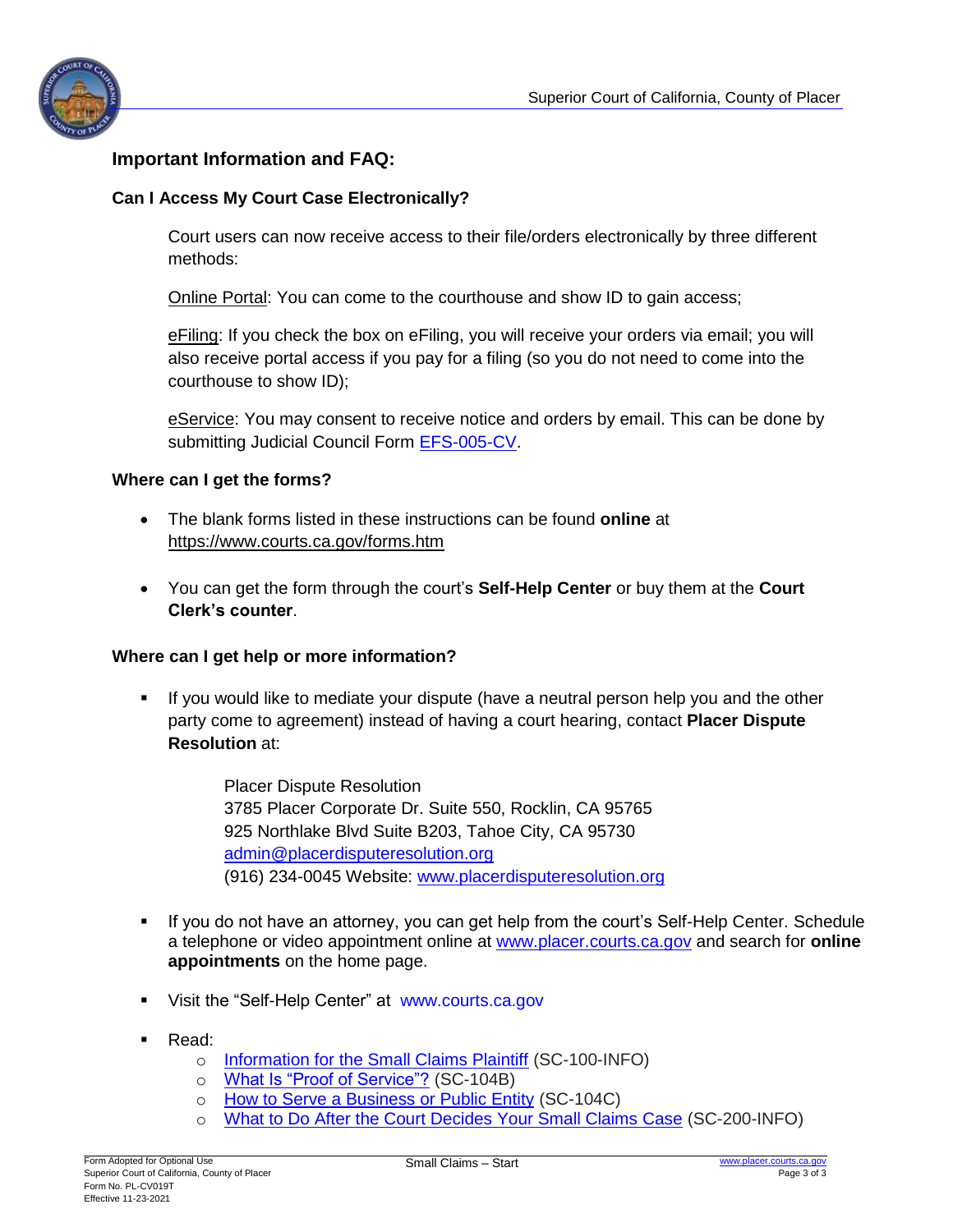## Important Information and FAQ:

### Can I Access My Court Case Electronically?

Court users can now receive access to their file/orders electronically by three different methods:

Online Portal: You can come to the courthouse and show ID to gain access;

eFiling: If you check the box on eFiling, you will receive your orders via email; you will also receive portal access if you pay for a filing (so you do not need to come into the courthouse to show ID);

eService: You may consent to receive notice and orders by email. This can be done by submitting Judicial Council Form EFS-005-CV.

### Where can I get the forms?

- The blank forms listed in these instructions can be found **online** at https://www.courts.ca.gov/forms.htm
- You can get the form through the court's **Self-Help Center** or buy them at the **Court Clerk's counter**.

### Where can I get help or more information?

- If you would like to mediate your dispute (have a neutral person help you and the other party come to agreement) instead of having a court hearing, contact **Placer Dispute Resolution** at:

  Placer Dispute Resolution
  3785 Placer Corporate Dr. Suite 550, Rocklin, CA 95765
  925 Northlake Blvd Suite B203, Tahoe City, CA 95730
  admin@placerdisputeresolution.org
  (916) 234-0045 Website: www.placerdisputeresolution.org

- If you do not have an attorney, you can get help from the court's Self-Help Center. Schedule a telephone or video appointment online at www.placer.courts.ca.gov and search for **online appointments** on the home page.
- Visit the "Self-Help Center" at www.courts.ca.gov
- Read:
  - Information for the Small Claims Plaintiff (SC-100-INFO)
  - What Is "Proof of Service"? (SC-104B)
  - How to Serve a Business or Public Entity (SC-104C)
  - What to Do After the Court Decides Your Small Claims Case (SC-200-INFO)

Form Adopted for Optional Use
Superior Court of California, County of Placer
Form No. PL-CV019T
Effective 11-23-2021

Small Claims – Start